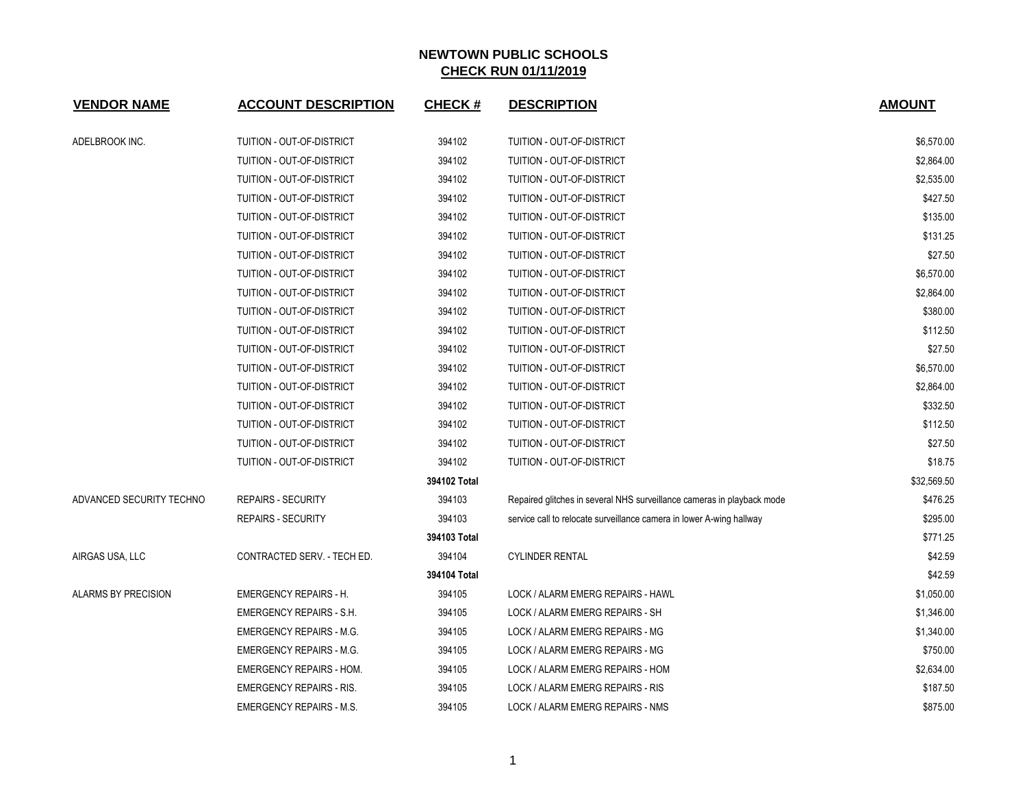## NEWTOWN PUBLIC SCHOOLS
## CHECK RUN 01/11/2019

| VENDOR NAME | ACCOUNT DESCRIPTION | CHECK # | DESCRIPTION | AMOUNT |
|---|---|---|---|---|
| ADELBROOK INC. | TUITION - OUT-OF-DISTRICT | 394102 | TUITION - OUT-OF-DISTRICT | $6,570.00 |
| | TUITION - OUT-OF-DISTRICT | 394102 | TUITION - OUT-OF-DISTRICT | $2,864.00 |
| | TUITION - OUT-OF-DISTRICT | 394102 | TUITION - OUT-OF-DISTRICT | $2,535.00 |
| | TUITION - OUT-OF-DISTRICT | 394102 | TUITION - OUT-OF-DISTRICT | $427.50 |
| | TUITION - OUT-OF-DISTRICT | 394102 | TUITION - OUT-OF-DISTRICT | $135.00 |
| | TUITION - OUT-OF-DISTRICT | 394102 | TUITION - OUT-OF-DISTRICT | $131.25 |
| | TUITION - OUT-OF-DISTRICT | 394102 | TUITION - OUT-OF-DISTRICT | $27.50 |
| | TUITION - OUT-OF-DISTRICT | 394102 | TUITION - OUT-OF-DISTRICT | $6,570.00 |
| | TUITION - OUT-OF-DISTRICT | 394102 | TUITION - OUT-OF-DISTRICT | $2,864.00 |
| | TUITION - OUT-OF-DISTRICT | 394102 | TUITION - OUT-OF-DISTRICT | $380.00 |
| | TUITION - OUT-OF-DISTRICT | 394102 | TUITION - OUT-OF-DISTRICT | $112.50 |
| | TUITION - OUT-OF-DISTRICT | 394102 | TUITION - OUT-OF-DISTRICT | $27.50 |
| | TUITION - OUT-OF-DISTRICT | 394102 | TUITION - OUT-OF-DISTRICT | $6,570.00 |
| | TUITION - OUT-OF-DISTRICT | 394102 | TUITION - OUT-OF-DISTRICT | $2,864.00 |
| | TUITION - OUT-OF-DISTRICT | 394102 | TUITION - OUT-OF-DISTRICT | $332.50 |
| | TUITION - OUT-OF-DISTRICT | 394102 | TUITION - OUT-OF-DISTRICT | $112.50 |
| | TUITION - OUT-OF-DISTRICT | 394102 | TUITION - OUT-OF-DISTRICT | $27.50 |
| | TUITION - OUT-OF-DISTRICT | 394102 | TUITION - OUT-OF-DISTRICT | $18.75 |
| | | **394102 Total** | | $32,569.50 |
| ADVANCED SECURITY TECHNO | REPAIRS - SECURITY | 394103 | Repaired glitches in several NHS surveillance cameras in playback mode | $476.25 |
| | REPAIRS - SECURITY | 394103 | service call to relocate surveillance camera in lower A-wing hallway | $295.00 |
| | | **394103 Total** | | $771.25 |
| AIRGAS USA, LLC | CONTRACTED SERV. - TECH ED. | 394104 | CYLINDER RENTAL | $42.59 |
| | | **394104 Total** | | $42.59 |
| ALARMS BY PRECISION | EMERGENCY REPAIRS - H. | 394105 | LOCK / ALARM EMERG REPAIRS - HAWL | $1,050.00 |
| | EMERGENCY REPAIRS - S.H. | 394105 | LOCK / ALARM EMERG REPAIRS - SH | $1,346.00 |
| | EMERGENCY REPAIRS - M.G. | 394105 | LOCK / ALARM EMERG REPAIRS - MG | $1,340.00 |
| | EMERGENCY REPAIRS - M.G. | 394105 | LOCK / ALARM EMERG REPAIRS - MG | $750.00 |
| | EMERGENCY REPAIRS - HOM. | 394105 | LOCK / ALARM EMERG REPAIRS - HOM | $2,634.00 |
| | EMERGENCY REPAIRS - RIS. | 394105 | LOCK / ALARM EMERG REPAIRS - RIS | $187.50 |
| | EMERGENCY REPAIRS - M.S. | 394105 | LOCK / ALARM EMERG REPAIRS - NMS | $875.00 |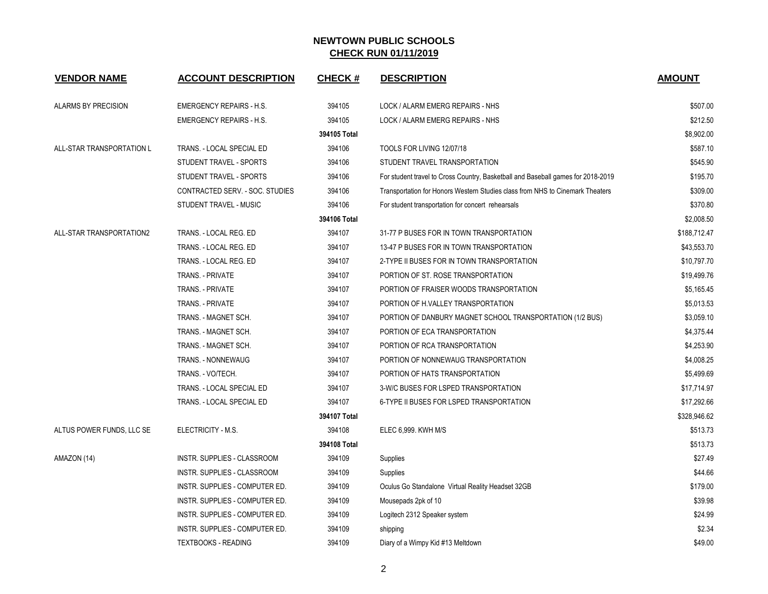# NEWTOWN PUBLIC SCHOOLS

## CHECK RUN 01/11/2019

| VENDOR NAME | ACCOUNT DESCRIPTION | CHECK # | DESCRIPTION | AMOUNT |
|---|---|---|---|---|
| ALARMS BY PRECISION | EMERGENCY REPAIRS - H.S. | 394105 | LOCK / ALARM EMERG REPAIRS - NHS | $507.00 |
| | EMERGENCY REPAIRS - H.S. | 394105 | LOCK / ALARM EMERG REPAIRS - NHS | $212.50 |
| | | **394105 Total** | | $8,902.00 |
| ALL-STAR TRANSPORTATION L | TRANS. - LOCAL SPECIAL ED | 394106 | TOOLS FOR LIVING 12/07/18 | $587.10 |
| | STUDENT TRAVEL - SPORTS | 394106 | STUDENT TRAVEL TRANSPORTATION | $545.90 |
| | STUDENT TRAVEL - SPORTS | 394106 | For student travel to Cross Country, Basketball and Baseball games for 2018-2019 | $195.70 |
| | CONTRACTED SERV. - SOC. STUDIES | 394106 | Transportation for Honors Western Studies class from NHS to Cinemark Theaters | $309.00 |
| | STUDENT TRAVEL - MUSIC | 394106 | For student transportation for concert rehearsals | $370.80 |
| | | **394106 Total** | | $2,008.50 |
| ALL-STAR TRANSPORTATION2 | TRANS. - LOCAL REG. ED | 394107 | 31-77 P BUSES FOR IN TOWN TRANSPORTATION | $188,712.47 |
| | TRANS. - LOCAL REG. ED | 394107 | 13-47 P BUSES FOR IN TOWN TRANSPORTATION | $43,553.70 |
| | TRANS. - LOCAL REG. ED | 394107 | 2-TYPE II BUSES FOR IN TOWN TRANSPORTATION | $10,797.70 |
| | TRANS. - PRIVATE | 394107 | PORTION OF ST. ROSE TRANSPORTATION | $19,499.76 |
| | TRANS. - PRIVATE | 394107 | PORTION OF FRAISER WOODS TRANSPORTATION | $5,165.45 |
| | TRANS. - PRIVATE | 394107 | PORTION OF H.VALLEY TRANSPORTATION | $5,013.53 |
| | TRANS. - MAGNET SCH. | 394107 | PORTION OF DANBURY MAGNET SCHOOL TRANSPORTATION (1/2 BUS) | $3,059.10 |
| | TRANS. - MAGNET SCH. | 394107 | PORTION OF ECA TRANSPORTATION | $4,375.44 |
| | TRANS. - MAGNET SCH. | 394107 | PORTION OF RCA TRANSPORTATION | $4,253.90 |
| | TRANS. - NONNEWAUG | 394107 | PORTION OF NONNEWAUG TRANSPORTATION | $4,008.25 |
| | TRANS. - VO/TECH. | 394107 | PORTION OF HATS TRANSPORTATION | $5,499.69 |
| | TRANS. - LOCAL SPECIAL ED | 394107 | 3-W/C BUSES FOR LSPED TRANSPORTATION | $17,714.97 |
| | TRANS. - LOCAL SPECIAL ED | 394107 | 6-TYPE II BUSES FOR LSPED TRANSPORTATION | $17,292.66 |
| | | **394107 Total** | | $328,946.62 |
| ALTUS POWER FUNDS, LLC SE | ELECTRICITY - M.S. | 394108 | ELEC 6,999. KWH M/S | $513.73 |
| | | **394108 Total** | | $513.73 |
| AMAZON (14) | INSTR. SUPPLIES - CLASSROOM | 394109 | Supplies | $27.49 |
| | INSTR. SUPPLIES - CLASSROOM | 394109 | Supplies | $44.66 |
| | INSTR. SUPPLIES - COMPUTER ED. | 394109 | Oculus Go Standalone Virtual Reality Headset 32GB | $179.00 |
| | INSTR. SUPPLIES - COMPUTER ED. | 394109 | Mousepads 2pk of 10 | $39.98 |
| | INSTR. SUPPLIES - COMPUTER ED. | 394109 | Logitech 2312 Speaker system | $24.99 |
| | INSTR. SUPPLIES - COMPUTER ED. | 394109 | shipping | $2.34 |
| | TEXTBOOKS - READING | 394109 | Diary of a Wimpy Kid #13 Meltdown | $49.00 |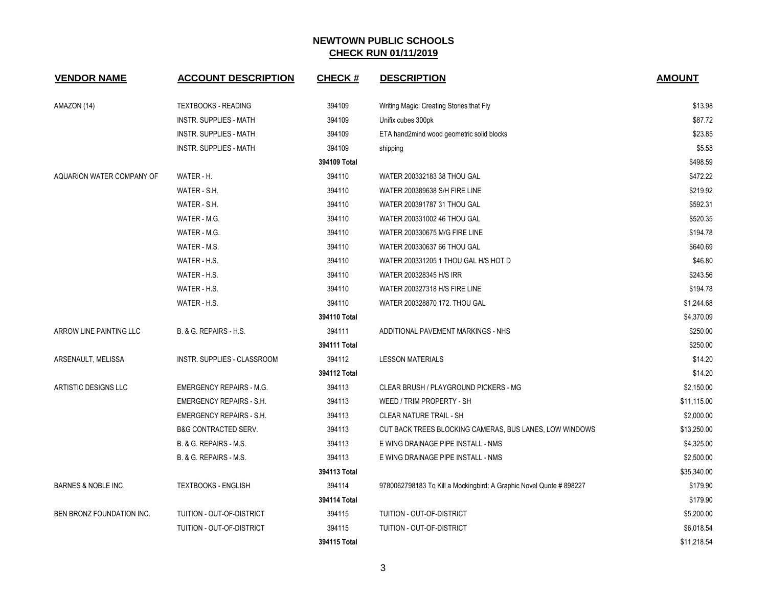# NEWTOWN PUBLIC SCHOOLS

## CHECK RUN 01/11/2019

| VENDOR NAME | ACCOUNT DESCRIPTION | CHECK # | DESCRIPTION | AMOUNT |
|---|---|---|---|---|
| AMAZON (14) | TEXTBOOKS - READING | 394109 | Writing Magic: Creating Stories that Fly | $13.98 |
| | INSTR. SUPPLIES - MATH | 394109 | Unifix cubes 300pk | $87.72 |
| | INSTR. SUPPLIES - MATH | 394109 | ETA hand2mind wood geometric solid blocks | $23.85 |
| | INSTR. SUPPLIES - MATH | 394109 | shipping | $5.58 |
| | | **394109 Total** | | $498.59 |
| AQUARION WATER COMPANY OF | WATER - H. | 394110 | WATER 200332183 38 THOU GAL | $472.22 |
| | WATER - S.H. | 394110 | WATER 200389638 S/H FIRE LINE | $219.92 |
| | WATER - S.H. | 394110 | WATER 200391787 31 THOU GAL | $592.31 |
| | WATER - M.G. | 394110 | WATER 200331002 46 THOU GAL | $520.35 |
| | WATER - M.G. | 394110 | WATER 200330675 M/G FIRE LINE | $194.78 |
| | WATER - M.S. | 394110 | WATER 200330637 66 THOU GAL | $640.69 |
| | WATER - H.S. | 394110 | WATER 200331205 1 THOU GAL H/S HOT D | $46.80 |
| | WATER - H.S. | 394110 | WATER 200328345 H/S IRR | $243.56 |
| | WATER - H.S. | 394110 | WATER 200327318 H/S FIRE LINE | $194.78 |
| | WATER - H.S. | 394110 | WATER 200328870 172. THOU GAL | $1,244.68 |
| | | **394110 Total** | | $4,370.09 |
| ARROW LINE PAINTING LLC | B. & G. REPAIRS - H.S. | 394111 | ADDITIONAL PAVEMENT MARKINGS - NHS | $250.00 |
| | | **394111 Total** | | $250.00 |
| ARSENAULT, MELISSA | INSTR. SUPPLIES - CLASSROOM | 394112 | LESSON MATERIALS | $14.20 |
| | | **394112 Total** | | $14.20 |
| ARTISTIC DESIGNS LLC | EMERGENCY REPAIRS - M.G. | 394113 | CLEAR BRUSH / PLAYGROUND PICKERS - MG | $2,150.00 |
| | EMERGENCY REPAIRS - S.H. | 394113 | WEED / TRIM PROPERTY - SH | $11,115.00 |
| | EMERGENCY REPAIRS - S.H. | 394113 | CLEAR NATURE TRAIL - SH | $2,000.00 |
| | B&G CONTRACTED SERV. | 394113 | CUT BACK TREES BLOCKING CAMERAS, BUS LANES, LOW WINDOWS | $13,250.00 |
| | B. & G. REPAIRS - M.S. | 394113 | E WING DRAINAGE PIPE INSTALL - NMS | $4,325.00 |
| | B. & G. REPAIRS - M.S. | 394113 | E WING DRAINAGE PIPE INSTALL - NMS | $2,500.00 |
| | | **394113 Total** | | $35,340.00 |
| BARNES & NOBLE INC. | TEXTBOOKS - ENGLISH | 394114 | 9780062798183 To Kill a Mockingbird: A Graphic Novel Quote # 898227 | $179.90 |
| | | **394114 Total** | | $179.90 |
| BEN BRONZ FOUNDATION INC. | TUITION - OUT-OF-DISTRICT | 394115 | TUITION - OUT-OF-DISTRICT | $5,200.00 |
| | TUITION - OUT-OF-DISTRICT | 394115 | TUITION - OUT-OF-DISTRICT | $6,018.54 |
| | | **394115 Total** | | $11,218.54 |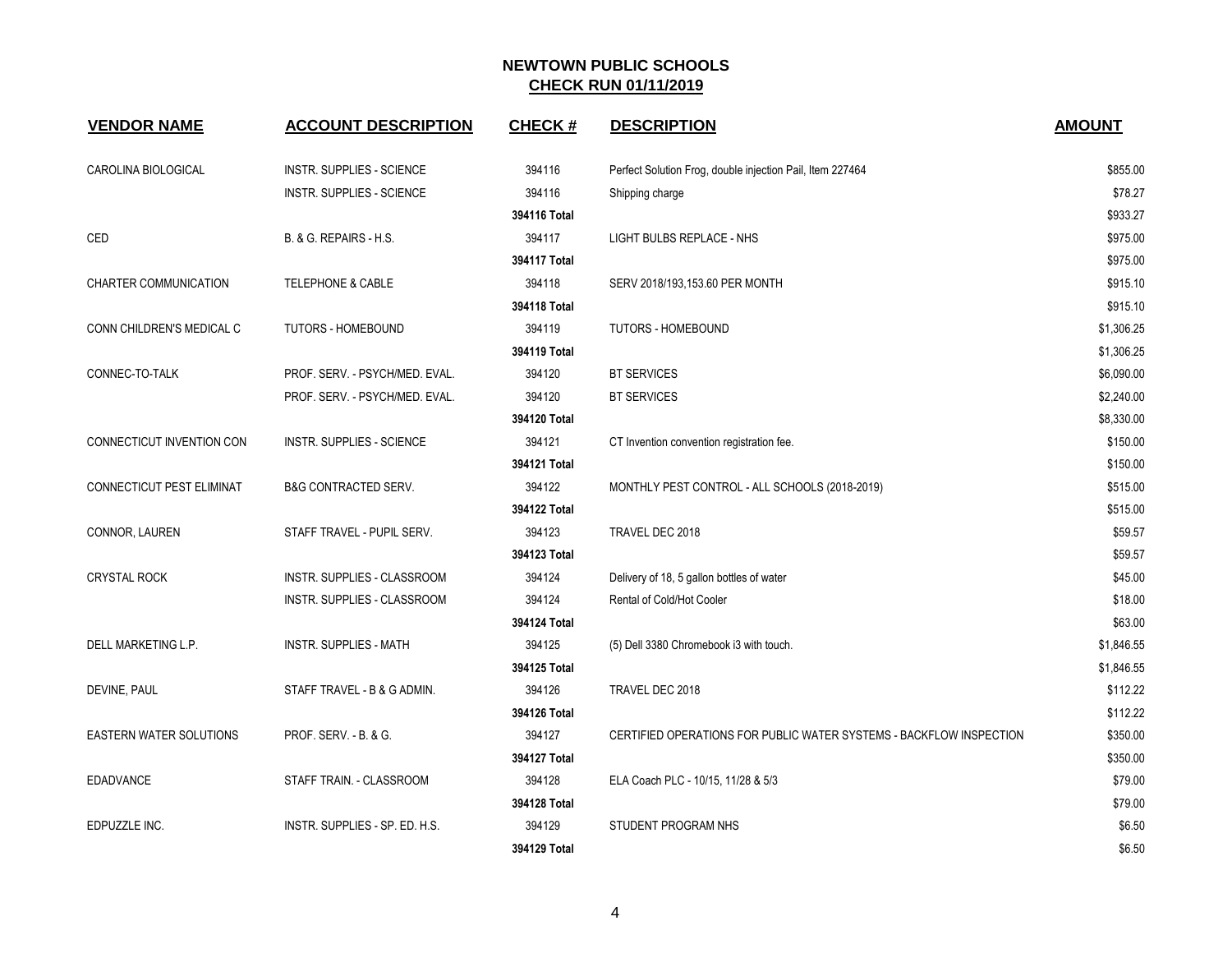# NEWTOWN PUBLIC SCHOOLS

## CHECK RUN 01/11/2019

| VENDOR NAME | ACCOUNT DESCRIPTION | CHECK # | DESCRIPTION | AMOUNT |
|---|---|---|---|---|
| CAROLINA BIOLOGICAL | INSTR. SUPPLIES - SCIENCE | 394116 | Perfect Solution Frog, double injection Pail, Item 227464 | $855.00 |
| | INSTR. SUPPLIES - SCIENCE | 394116 | Shipping charge | $78.27 |
| | | **394116 Total** | | $933.27 |
| CED | B. & G. REPAIRS - H.S. | 394117 | LIGHT BULBS REPLACE - NHS | $975.00 |
| | | **394117 Total** | | $975.00 |
| CHARTER COMMUNICATION | TELEPHONE & CABLE | 394118 | SERV 2018/193,153.60 PER MONTH | $915.10 |
| | | **394118 Total** | | $915.10 |
| CONN CHILDREN'S MEDICAL C | TUTORS - HOMEBOUND | 394119 | TUTORS - HOMEBOUND | $1,306.25 |
| | | **394119 Total** | | $1,306.25 |
| CONNEC-TO-TALK | PROF. SERV. - PSYCH/MED. EVAL. | 394120 | BT SERVICES | $6,090.00 |
| | PROF. SERV. - PSYCH/MED. EVAL. | 394120 | BT SERVICES | $2,240.00 |
| | | **394120 Total** | | $8,330.00 |
| CONNECTICUT INVENTION CON | INSTR. SUPPLIES - SCIENCE | 394121 | CT Invention convention registration fee. | $150.00 |
| | | **394121 Total** | | $150.00 |
| CONNECTICUT PEST ELIMINAT | B&G CONTRACTED SERV. | 394122 | MONTHLY PEST CONTROL - ALL SCHOOLS (2018-2019) | $515.00 |
| | | **394122 Total** | | $515.00 |
| CONNOR, LAUREN | STAFF TRAVEL - PUPIL SERV. | 394123 | TRAVEL DEC 2018 | $59.57 |
| | | **394123 Total** | | $59.57 |
| CRYSTAL ROCK | INSTR. SUPPLIES - CLASSROOM | 394124 | Delivery of 18, 5 gallon bottles of water | $45.00 |
| | INSTR. SUPPLIES - CLASSROOM | 394124 | Rental of Cold/Hot Cooler | $18.00 |
| | | **394124 Total** | | $63.00 |
| DELL MARKETING L.P. | INSTR. SUPPLIES - MATH | 394125 | (5) Dell 3380 Chromebook i3 with touch. | $1,846.55 |
| | | **394125 Total** | | $1,846.55 |
| DEVINE, PAUL | STAFF TRAVEL - B & G ADMIN. | 394126 | TRAVEL DEC 2018 | $112.22 |
| | | **394126 Total** | | $112.22 |
| EASTERN WATER SOLUTIONS | PROF. SERV. - B. & G. | 394127 | CERTIFIED OPERATIONS FOR PUBLIC WATER SYSTEMS - BACKFLOW INSPECTION | $350.00 |
| | | **394127 Total** | | $350.00 |
| EDADVANCE | STAFF TRAIN. - CLASSROOM | 394128 | ELA Coach PLC - 10/15, 11/28 & 5/3 | $79.00 |
| | | **394128 Total** | | $79.00 |
| EDPUZZLE INC. | INSTR. SUPPLIES - SP. ED. H.S. | 394129 | STUDENT PROGRAM NHS | $6.50 |
| | | **394129 Total** | | $6.50 |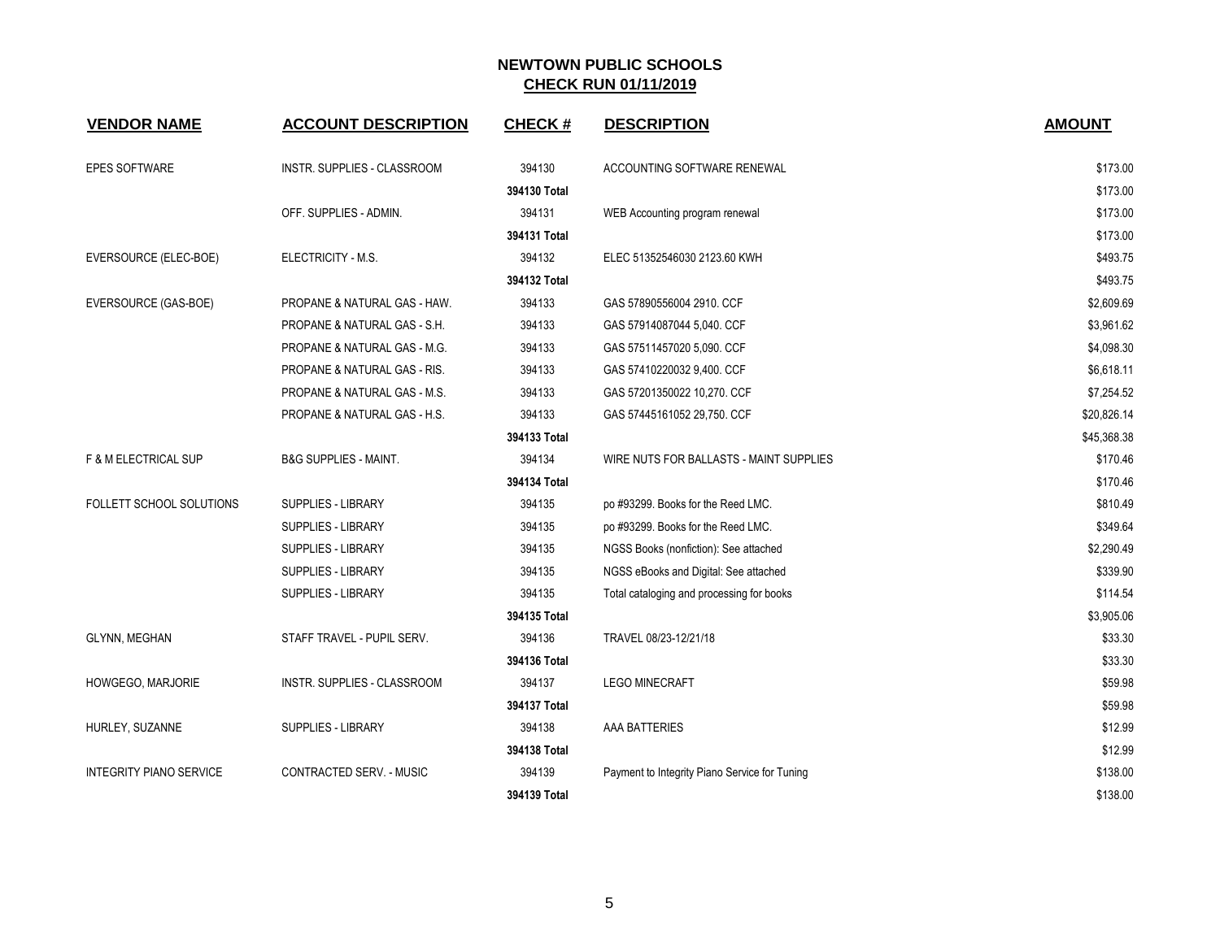## NEWTOWN PUBLIC SCHOOLS
## CHECK RUN 01/11/2019

| VENDOR NAME | ACCOUNT DESCRIPTION | CHECK # | DESCRIPTION | AMOUNT |
|---|---|---|---|---|
| EPES SOFTWARE | INSTR. SUPPLIES - CLASSROOM | 394130 | ACCOUNTING SOFTWARE RENEWAL | $173.00 |
| | | 394130 Total | | $173.00 |
| | OFF. SUPPLIES - ADMIN. | 394131 | WEB Accounting program renewal | $173.00 |
| | | 394131 Total | | $173.00 |
| EVERSOURCE (ELEC-BOE) | ELECTRICITY - M.S. | 394132 | ELEC 51352546030 2123.60 KWH | $493.75 |
| | | 394132 Total | | $493.75 |
| EVERSOURCE (GAS-BOE) | PROPANE & NATURAL GAS - HAW. | 394133 | GAS 57890556004 2910. CCF | $2,609.69 |
| | PROPANE & NATURAL GAS - S.H. | 394133 | GAS 57914087044 5,040. CCF | $3,961.62 |
| | PROPANE & NATURAL GAS - M.G. | 394133 | GAS 57511457020 5,090. CCF | $4,098.30 |
| | PROPANE & NATURAL GAS - RIS. | 394133 | GAS 57410220032 9,400. CCF | $6,618.11 |
| | PROPANE & NATURAL GAS - M.S. | 394133 | GAS 57201350022 10,270. CCF | $7,254.52 |
| | PROPANE & NATURAL GAS - H.S. | 394133 | GAS 57445161052 29,750. CCF | $20,826.14 |
| | | 394133 Total | | $45,368.38 |
| F & M ELECTRICAL SUP | B&G SUPPLIES - MAINT. | 394134 | WIRE NUTS FOR BALLASTS - MAINT SUPPLIES | $170.46 |
| | | 394134 Total | | $170.46 |
| FOLLETT SCHOOL SOLUTIONS | SUPPLIES - LIBRARY | 394135 | po #93299. Books for the Reed LMC. | $810.49 |
| | SUPPLIES - LIBRARY | 394135 | po #93299. Books for the Reed LMC. | $349.64 |
| | SUPPLIES - LIBRARY | 394135 | NGSS Books (nonfiction): See attached | $2,290.49 |
| | SUPPLIES - LIBRARY | 394135 | NGSS eBooks and Digital: See attached | $339.90 |
| | SUPPLIES - LIBRARY | 394135 | Total cataloging and processing for books | $114.54 |
| | | 394135 Total | | $3,905.06 |
| GLYNN, MEGHAN | STAFF TRAVEL - PUPIL SERV. | 394136 | TRAVEL 08/23-12/21/18 | $33.30 |
| | | 394136 Total | | $33.30 |
| HOWGEGO, MARJORIE | INSTR. SUPPLIES - CLASSROOM | 394137 | LEGO MINECRAFT | $59.98 |
| | | 394137 Total | | $59.98 |
| HURLEY, SUZANNE | SUPPLIES - LIBRARY | 394138 | AAA BATTERIES | $12.99 |
| | | 394138 Total | | $12.99 |
| INTEGRITY PIANO SERVICE | CONTRACTED SERV. - MUSIC | 394139 | Payment to Integrity Piano Service for Tuning | $138.00 |
| | | 394139 Total | | $138.00 |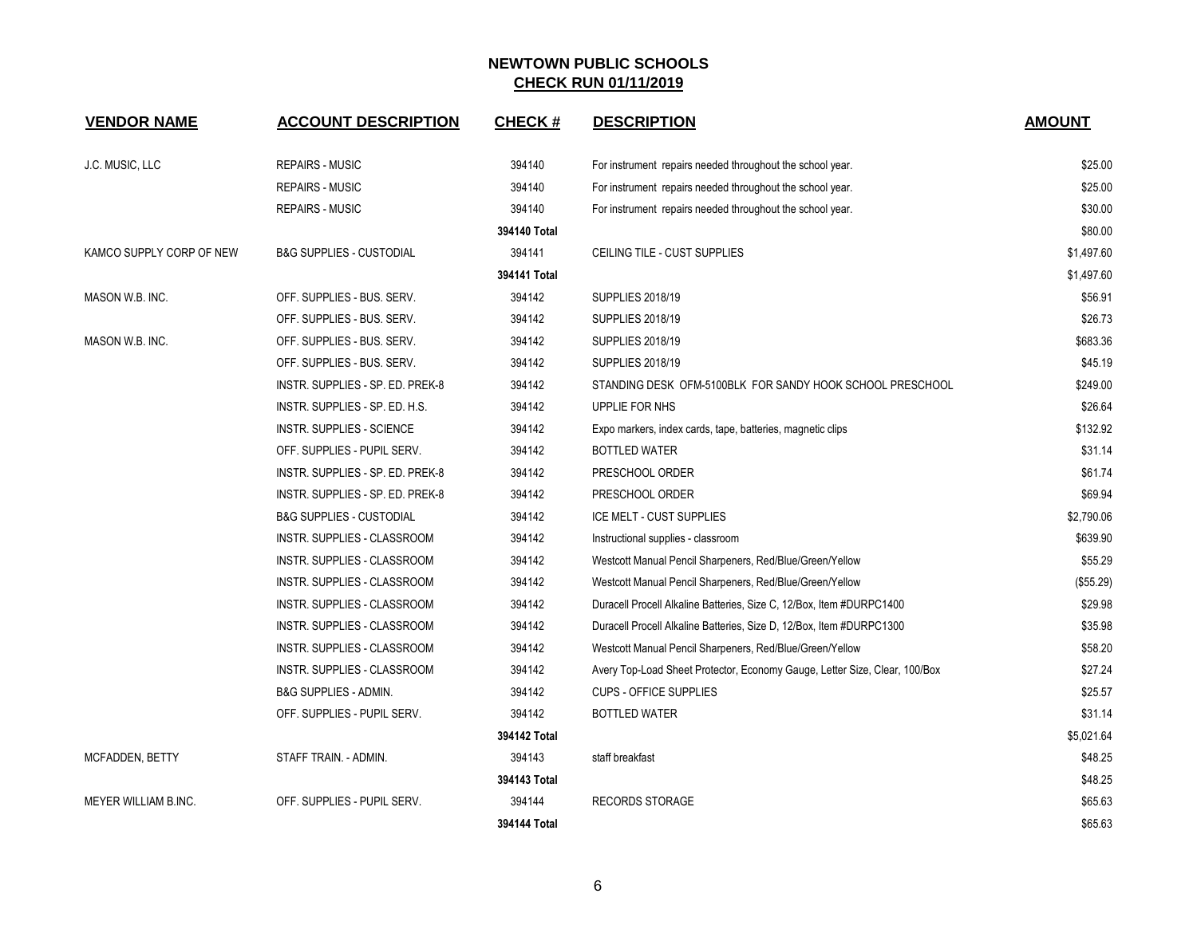## NEWTOWN PUBLIC SCHOOLS
## CHECK RUN 01/11/2019

| VENDOR NAME | ACCOUNT DESCRIPTION | CHECK # | DESCRIPTION | AMOUNT |
|---|---|---|---|---|
| J.C. MUSIC, LLC | REPAIRS - MUSIC | 394140 | For instrument repairs needed throughout the school year. | $25.00 |
| | REPAIRS - MUSIC | 394140 | For instrument repairs needed throughout the school year. | $25.00 |
| | REPAIRS - MUSIC | 394140 | For instrument repairs needed throughout the school year. | $30.00 |
| | | **394140 Total** | | $80.00 |
| KAMCO SUPPLY CORP OF NEW | B&G SUPPLIES - CUSTODIAL | 394141 | CEILING TILE - CUST SUPPLIES | $1,497.60 |
| | | **394141 Total** | | $1,497.60 |
| MASON W.B. INC. | OFF. SUPPLIES - BUS. SERV. | 394142 | SUPPLIES 2018/19 | $56.91 |
| | OFF. SUPPLIES - BUS. SERV. | 394142 | SUPPLIES 2018/19 | $26.73 |
| MASON W.B. INC. | OFF. SUPPLIES - BUS. SERV. | 394142 | SUPPLIES 2018/19 | $683.36 |
| | OFF. SUPPLIES - BUS. SERV. | 394142 | SUPPLIES 2018/19 | $45.19 |
| | INSTR. SUPPLIES - SP. ED. PREK-8 | 394142 | STANDING DESK OFM-5100BLK FOR SANDY HOOK SCHOOL PRESCHOOL | $249.00 |
| | INSTR. SUPPLIES - SP. ED. H.S. | 394142 | UPPLIE FOR NHS | $26.64 |
| | INSTR. SUPPLIES - SCIENCE | 394142 | Expo markers, index cards, tape, batteries, magnetic clips | $132.92 |
| | OFF. SUPPLIES - PUPIL SERV. | 394142 | BOTTLED WATER | $31.14 |
| | INSTR. SUPPLIES - SP. ED. PREK-8 | 394142 | PRESCHOOL ORDER | $61.74 |
| | INSTR. SUPPLIES - SP. ED. PREK-8 | 394142 | PRESCHOOL ORDER | $69.94 |
| | B&G SUPPLIES - CUSTODIAL | 394142 | ICE MELT - CUST SUPPLIES | $2,790.06 |
| | INSTR. SUPPLIES - CLASSROOM | 394142 | Instructional supplies - classroom | $639.90 |
| | INSTR. SUPPLIES - CLASSROOM | 394142 | Westcott Manual Pencil Sharpeners, Red/Blue/Green/Yellow | $55.29 |
| | INSTR. SUPPLIES - CLASSROOM | 394142 | Westcott Manual Pencil Sharpeners, Red/Blue/Green/Yellow | ($55.29) |
| | INSTR. SUPPLIES - CLASSROOM | 394142 | Duracell Procell Alkaline Batteries, Size C, 12/Box, Item #DURPC1400 | $29.98 |
| | INSTR. SUPPLIES - CLASSROOM | 394142 | Duracell Procell Alkaline Batteries, Size D, 12/Box, Item #DURPC1300 | $35.98 |
| | INSTR. SUPPLIES - CLASSROOM | 394142 | Westcott Manual Pencil Sharpeners, Red/Blue/Green/Yellow | $58.20 |
| | INSTR. SUPPLIES - CLASSROOM | 394142 | Avery Top-Load Sheet Protector, Economy Gauge, Letter Size, Clear, 100/Box | $27.24 |
| | B&G SUPPLIES - ADMIN. | 394142 | CUPS - OFFICE SUPPLIES | $25.57 |
| | OFF. SUPPLIES - PUPIL SERV. | 394142 | BOTTLED WATER | $31.14 |
| | | **394142 Total** | | $5,021.64 |
| MCFADDEN, BETTY | STAFF TRAIN. - ADMIN. | 394143 | staff breakfast | $48.25 |
| | | **394143 Total** | | $48.25 |
| MEYER WILLIAM B.INC. | OFF. SUPPLIES - PUPIL SERV. | 394144 | RECORDS STORAGE | $65.63 |
| | | **394144 Total** | | $65.63 |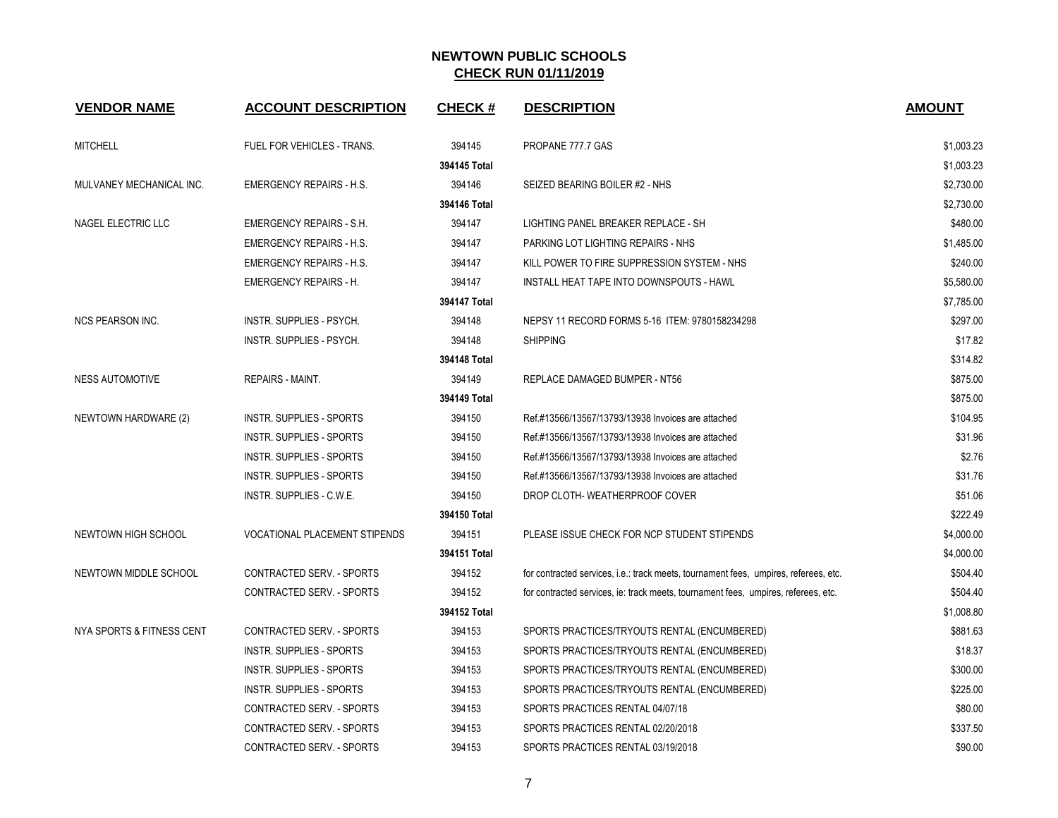## NEWTOWN PUBLIC SCHOOLS
## CHECK RUN 01/11/2019

| VENDOR NAME | ACCOUNT DESCRIPTION | CHECK # | DESCRIPTION | AMOUNT |
|---|---|---|---|---|
| MITCHELL | FUEL FOR VEHICLES - TRANS. | 394145 | PROPANE 777.7 GAS | $1,003.23 |
| | | **394145 Total** | | $1,003.23 |
| MULVANEY MECHANICAL INC. | EMERGENCY REPAIRS - H.S. | 394146 | SEIZED BEARING BOILER #2 - NHS | $2,730.00 |
| | | **394146 Total** | | $2,730.00 |
| NAGEL ELECTRIC LLC | EMERGENCY REPAIRS - S.H. | 394147 | LIGHTING PANEL BREAKER REPLACE - SH | $480.00 |
| | EMERGENCY REPAIRS - H.S. | 394147 | PARKING LOT LIGHTING REPAIRS - NHS | $1,485.00 |
| | EMERGENCY REPAIRS - H.S. | 394147 | KILL POWER TO FIRE SUPPRESSION SYSTEM - NHS | $240.00 |
| | EMERGENCY REPAIRS - H. | 394147 | INSTALL HEAT TAPE INTO DOWNSPOUTS - HAWL | $5,580.00 |
| | | **394147 Total** | | $7,785.00 |
| NCS PEARSON INC. | INSTR. SUPPLIES - PSYCH. | 394148 | NEPSY 11 RECORD FORMS 5-16 ITEM: 9780158234298 | $297.00 |
| | INSTR. SUPPLIES - PSYCH. | 394148 | SHIPPING | $17.82 |
| | | **394148 Total** | | $314.82 |
| NESS AUTOMOTIVE | REPAIRS - MAINT. | 394149 | REPLACE DAMAGED BUMPER - NT56 | $875.00 |
| | | **394149 Total** | | $875.00 |
| NEWTOWN HARDWARE (2) | INSTR. SUPPLIES - SPORTS | 394150 | Ref.#13566/13567/13793/13938 Invoices are attached | $104.95 |
| | INSTR. SUPPLIES - SPORTS | 394150 | Ref.#13566/13567/13793/13938 Invoices are attached | $31.96 |
| | INSTR. SUPPLIES - SPORTS | 394150 | Ref.#13566/13567/13793/13938 Invoices are attached | $2.76 |
| | INSTR. SUPPLIES - SPORTS | 394150 | Ref.#13566/13567/13793/13938 Invoices are attached | $31.76 |
| | INSTR. SUPPLIES - C.W.E. | 394150 | DROP CLOTH- WEATHERPROOF COVER | $51.06 |
| | | **394150 Total** | | $222.49 |
| NEWTOWN HIGH SCHOOL | VOCATIONAL PLACEMENT STIPENDS | 394151 | PLEASE ISSUE CHECK FOR NCP STUDENT STIPENDS | $4,000.00 |
| | | **394151 Total** | | $4,000.00 |
| NEWTOWN MIDDLE SCHOOL | CONTRACTED SERV. - SPORTS | 394152 | for contracted services, i.e.: track meets, tournament fees, umpires, referees, etc. | $504.40 |
| | CONTRACTED SERV. - SPORTS | 394152 | for contracted services, ie: track meets, tournament fees, umpires, referees, etc. | $504.40 |
| | | **394152 Total** | | $1,008.80 |
| NYA SPORTS & FITNESS CENT | CONTRACTED SERV. - SPORTS | 394153 | SPORTS PRACTICES/TRYOUTS RENTAL (ENCUMBERED) | $881.63 |
| | INSTR. SUPPLIES - SPORTS | 394153 | SPORTS PRACTICES/TRYOUTS RENTAL (ENCUMBERED) | $18.37 |
| | INSTR. SUPPLIES - SPORTS | 394153 | SPORTS PRACTICES/TRYOUTS RENTAL (ENCUMBERED) | $300.00 |
| | INSTR. SUPPLIES - SPORTS | 394153 | SPORTS PRACTICES/TRYOUTS RENTAL (ENCUMBERED) | $225.00 |
| | CONTRACTED SERV. - SPORTS | 394153 | SPORTS PRACTICES RENTAL 04/07/18 | $80.00 |
| | CONTRACTED SERV. - SPORTS | 394153 | SPORTS PRACTICES RENTAL 02/20/2018 | $337.50 |
| | CONTRACTED SERV. - SPORTS | 394153 | SPORTS PRACTICES RENTAL 03/19/2018 | $90.00 |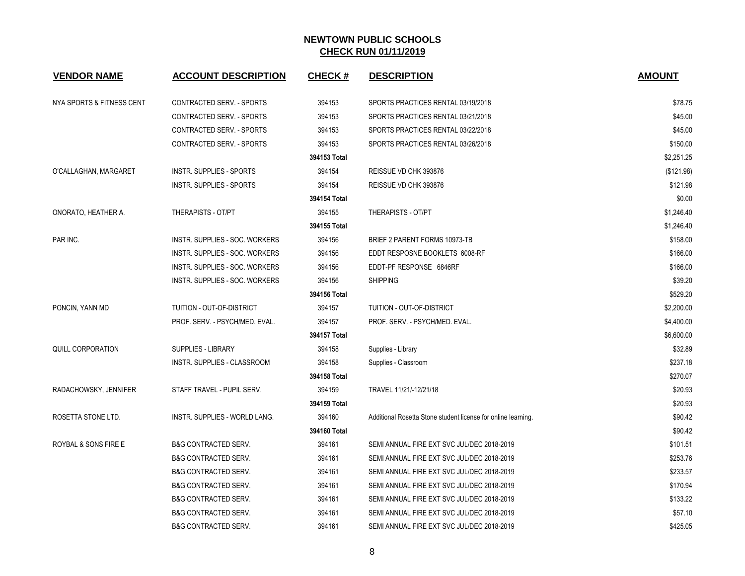# NEWTOWN PUBLIC SCHOOLS

## CHECK RUN 01/11/2019

| VENDOR NAME | ACCOUNT DESCRIPTION | CHECK # | DESCRIPTION | AMOUNT |
|---|---|---|---|---|
| NYA SPORTS & FITNESS CENT | CONTRACTED SERV. - SPORTS | 394153 | SPORTS PRACTICES RENTAL 03/19/2018 | $78.75 |
| | CONTRACTED SERV. - SPORTS | 394153 | SPORTS PRACTICES RENTAL 03/21/2018 | $45.00 |
| | CONTRACTED SERV. - SPORTS | 394153 | SPORTS PRACTICES RENTAL 03/22/2018 | $45.00 |
| | CONTRACTED SERV. - SPORTS | 394153 | SPORTS PRACTICES RENTAL 03/26/2018 | $150.00 |
| | | **394153 Total** | | $2,251.25 |
| O'CALLAGHAN, MARGARET | INSTR. SUPPLIES - SPORTS | 394154 | REISSUE VD CHK 393876 | ($121.98) |
| | INSTR. SUPPLIES - SPORTS | 394154 | REISSUE VD CHK 393876 | $121.98 |
| | | **394154 Total** | | $0.00 |
| ONORATO, HEATHER A. | THERAPISTS - OT/PT | 394155 | THERAPISTS - OT/PT | $1,246.40 |
| | | **394155 Total** | | $1,246.40 |
| PAR INC. | INSTR. SUPPLIES - SOC. WORKERS | 394156 | BRIEF 2 PARENT FORMS 10973-TB | $158.00 |
| | INSTR. SUPPLIES - SOC. WORKERS | 394156 | EDDT RESPOSNE BOOKLETS 6008-RF | $166.00 |
| | INSTR. SUPPLIES - SOC. WORKERS | 394156 | EDDT-PF RESPONSE 6846RF | $166.00 |
| | INSTR. SUPPLIES - SOC. WORKERS | 394156 | SHIPPING | $39.20 |
| | | **394156 Total** | | $529.20 |
| PONCIN, YANN MD | TUITION - OUT-OF-DISTRICT | 394157 | TUITION - OUT-OF-DISTRICT | $2,200.00 |
| | PROF. SERV. - PSYCH/MED. EVAL. | 394157 | PROF. SERV. - PSYCH/MED. EVAL. | $4,400.00 |
| | | **394157 Total** | | $6,600.00 |
| QUILL CORPORATION | SUPPLIES - LIBRARY | 394158 | Supplies - Library | $32.89 |
| | INSTR. SUPPLIES - CLASSROOM | 394158 | Supplies - Classroom | $237.18 |
| | | **394158 Total** | | $270.07 |
| RADACHOWSKY, JENNIFER | STAFF TRAVEL - PUPIL SERV. | 394159 | TRAVEL 11/21/-12/21/18 | $20.93 |
| | | **394159 Total** | | $20.93 |
| ROSETTA STONE LTD. | INSTR. SUPPLIES - WORLD LANG. | 394160 | Additional Rosetta Stone student license for online learning. | $90.42 |
| | | **394160 Total** | | $90.42 |
| ROYBAL & SONS FIRE E | B&G CONTRACTED SERV. | 394161 | SEMI ANNUAL FIRE EXT SVC JUL/DEC 2018-2019 | $101.51 |
| | B&G CONTRACTED SERV. | 394161 | SEMI ANNUAL FIRE EXT SVC JUL/DEC 2018-2019 | $253.76 |
| | B&G CONTRACTED SERV. | 394161 | SEMI ANNUAL FIRE EXT SVC JUL/DEC 2018-2019 | $233.57 |
| | B&G CONTRACTED SERV. | 394161 | SEMI ANNUAL FIRE EXT SVC JUL/DEC 2018-2019 | $170.94 |
| | B&G CONTRACTED SERV. | 394161 | SEMI ANNUAL FIRE EXT SVC JUL/DEC 2018-2019 | $133.22 |
| | B&G CONTRACTED SERV. | 394161 | SEMI ANNUAL FIRE EXT SVC JUL/DEC 2018-2019 | $57.10 |
| | B&G CONTRACTED SERV. | 394161 | SEMI ANNUAL FIRE EXT SVC JUL/DEC 2018-2019 | $425.05 |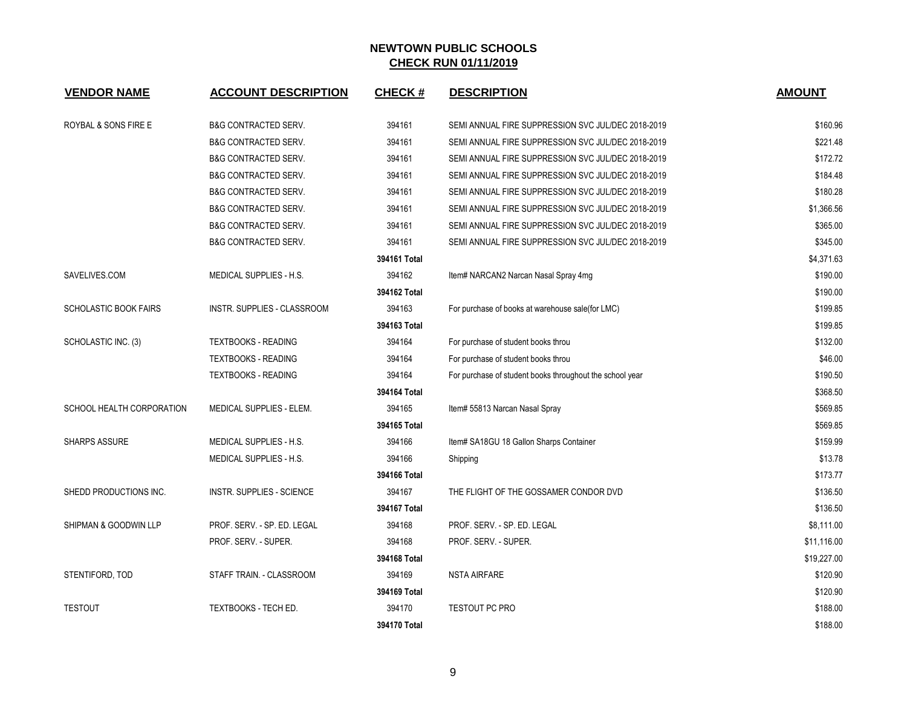# NEWTOWN PUBLIC SCHOOLS

## CHECK RUN 01/11/2019

| VENDOR NAME | ACCOUNT DESCRIPTION | CHECK # | DESCRIPTION | AMOUNT |
|---|---|---|---|---|
| ROYBAL & SONS FIRE E | B&G CONTRACTED SERV. | 394161 | SEMI ANNUAL FIRE SUPPRESSION SVC JUL/DEC 2018-2019 | $160.96 |
| | B&G CONTRACTED SERV. | 394161 | SEMI ANNUAL FIRE SUPPRESSION SVC JUL/DEC 2018-2019 | $221.48 |
| | B&G CONTRACTED SERV. | 394161 | SEMI ANNUAL FIRE SUPPRESSION SVC JUL/DEC 2018-2019 | $172.72 |
| | B&G CONTRACTED SERV. | 394161 | SEMI ANNUAL FIRE SUPPRESSION SVC JUL/DEC 2018-2019 | $184.48 |
| | B&G CONTRACTED SERV. | 394161 | SEMI ANNUAL FIRE SUPPRESSION SVC JUL/DEC 2018-2019 | $180.28 |
| | B&G CONTRACTED SERV. | 394161 | SEMI ANNUAL FIRE SUPPRESSION SVC JUL/DEC 2018-2019 | $1,366.56 |
| | B&G CONTRACTED SERV. | 394161 | SEMI ANNUAL FIRE SUPPRESSION SVC JUL/DEC 2018-2019 | $365.00 |
| | B&G CONTRACTED SERV. | 394161 | SEMI ANNUAL FIRE SUPPRESSION SVC JUL/DEC 2018-2019 | $345.00 |
| | | **394161 Total** | | $4,371.63 |
| SAVELIVES.COM | MEDICAL SUPPLIES - H.S. | 394162 | Item# NARCAN2 Narcan Nasal Spray 4mg | $190.00 |
| | | **394162 Total** | | $190.00 |
| SCHOLASTIC BOOK FAIRS | INSTR. SUPPLIES - CLASSROOM | 394163 | For purchase of books at warehouse sale(for LMC) | $199.85 |
| | | **394163 Total** | | $199.85 |
| SCHOLASTIC INC. (3) | TEXTBOOKS - READING | 394164 | For purchase of student books throu | $132.00 |
| | TEXTBOOKS - READING | 394164 | For purchase of student books throu | $46.00 |
| | TEXTBOOKS - READING | 394164 | For purchase of student books throughout the school year | $190.50 |
| | | **394164 Total** | | $368.50 |
| SCHOOL HEALTH CORPORATION | MEDICAL SUPPLIES - ELEM. | 394165 | Item# 55813 Narcan Nasal Spray | $569.85 |
| | | **394165 Total** | | $569.85 |
| SHARPS ASSURE | MEDICAL SUPPLIES - H.S. | 394166 | Item# SA18GU 18 Gallon Sharps Container | $159.99 |
| | MEDICAL SUPPLIES - H.S. | 394166 | Shipping | $13.78 |
| | | **394166 Total** | | $173.77 |
| SHEDD PRODUCTIONS INC. | INSTR. SUPPLIES - SCIENCE | 394167 | THE FLIGHT OF THE GOSSAMER CONDOR DVD | $136.50 |
| | | **394167 Total** | | $136.50 |
| SHIPMAN & GOODWIN LLP | PROF. SERV. - SP. ED. LEGAL | 394168 | PROF. SERV. - SP. ED. LEGAL | $8,111.00 |
| | PROF. SERV. - SUPER. | 394168 | PROF. SERV. - SUPER. | $11,116.00 |
| | | **394168 Total** | | $19,227.00 |
| STENTIFORD, TOD | STAFF TRAIN. - CLASSROOM | 394169 | NSTA AIRFARE | $120.90 |
| | | **394169 Total** | | $120.90 |
| TESTOUT | TEXTBOOKS - TECH ED. | 394170 | TESTOUT PC PRO | $188.00 |
| | | **394170 Total** | | $188.00 |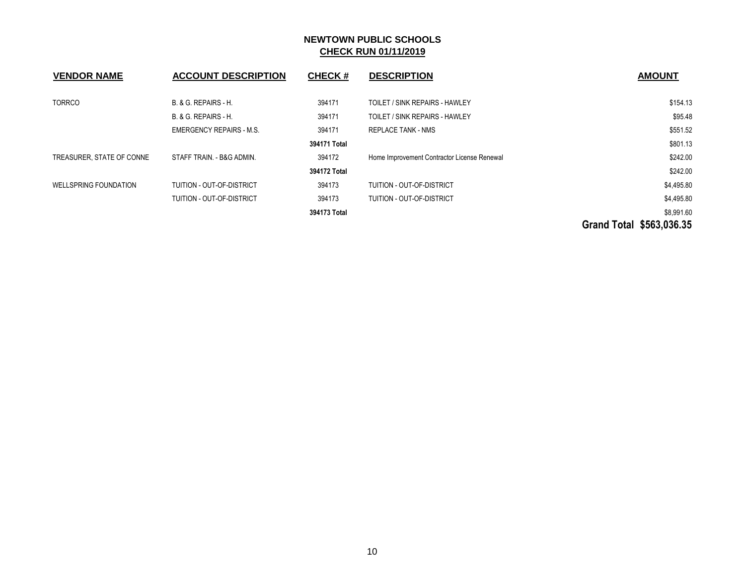## NEWTOWN PUBLIC SCHOOLS
## CHECK RUN 01/11/2019

| VENDOR NAME | ACCOUNT DESCRIPTION | CHECK # | DESCRIPTION | AMOUNT |
|---|---|---|---|---|
| TORRCO | B. & G. REPAIRS - H. | 394171 | TOILET / SINK REPAIRS - HAWLEY | $154.13 |
| | B. & G. REPAIRS - H. | 394171 | TOILET / SINK REPAIRS - HAWLEY | $95.48 |
| | EMERGENCY REPAIRS - M.S. | 394171 | REPLACE TANK - NMS | $551.52 |
| | | **394171 Total** | | $801.13 |
| TREASURER, STATE OF CONNE | STAFF TRAIN. - B&G ADMIN. | 394172 | Home Improvement Contractor License Renewal | $242.00 |
| | | **394172 Total** | | $242.00 |
| WELLSPRING FOUNDATION | TUITION - OUT-OF-DISTRICT | 394173 | TUITION - OUT-OF-DISTRICT | $4,495.80 |
| | TUITION - OUT-OF-DISTRICT | 394173 | TUITION - OUT-OF-DISTRICT | $4,495.80 |
| | | **394173 Total** | | $8,991.60 |
| | | | **Grand Total** | **$563,036.35** |